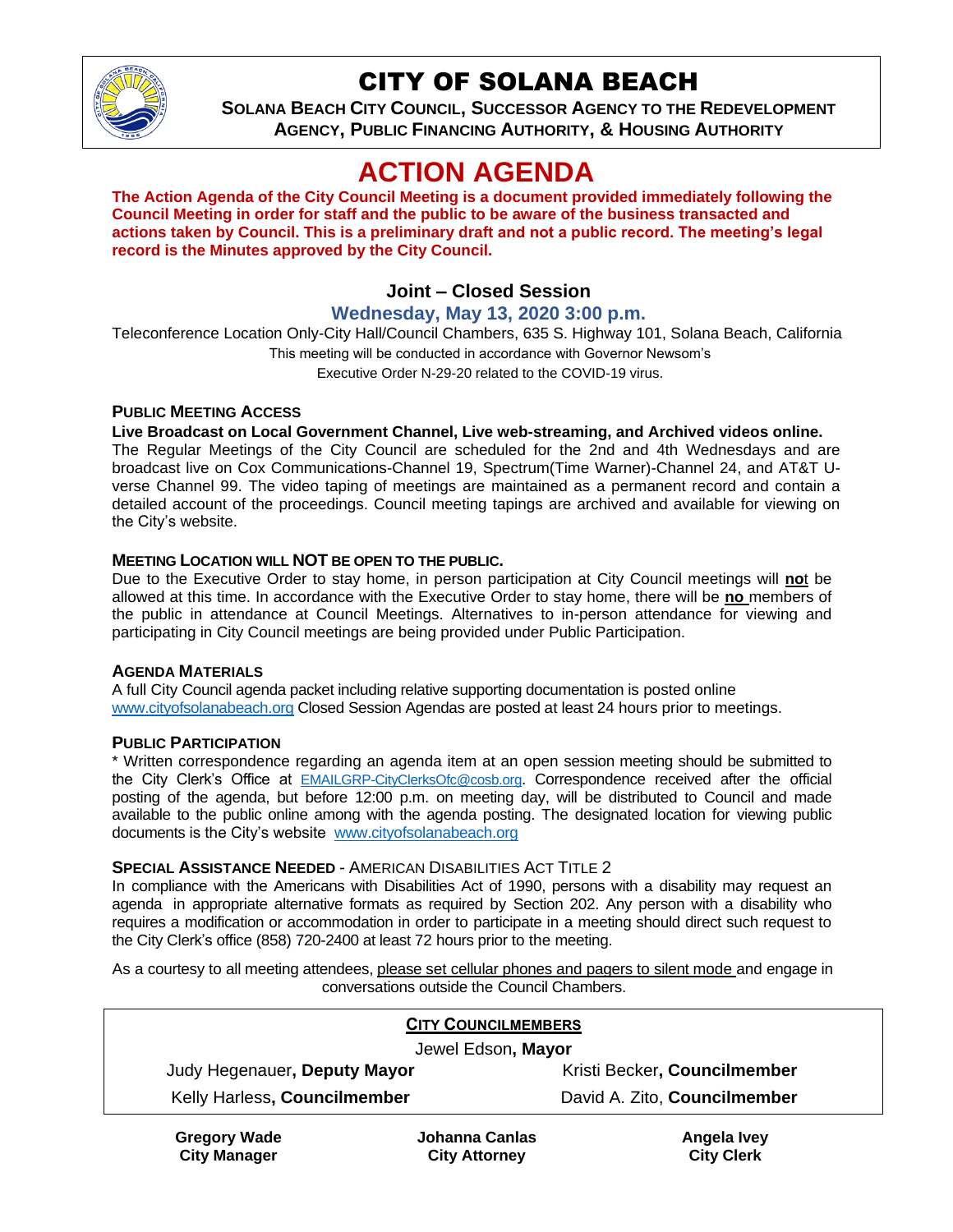# CITY OF SOLANA BEACH

**SOLANA BEACH CITY COUNCIL, SUCCESSOR AGENCY TO THE REDEVELOPMENT AGENCY, PUBLIC FINANCING AUTHORITY, & HOUSING AUTHORITY**

# ACTION AGENDA

**The Action Agenda of the City Council Meeting is a document provided immediately following the Council Meeting in order for staff and the public to be aware of the business transacted and actions taken by Council. This is a preliminary draft and not a public record. The meeting's legal record is the Minutes approved by the City Council.**

## Joint – Closed Session

### Wednesday, May 13, 2020 3:00 p.m.

Teleconference Location Only-City Hall/Council Chambers, 635 S. Highway 101, Solana Beach, California

This meeting will be conducted in accordance with Governor Newsom's Executive Order N-29-20 related to the COVID-19 virus.

#### PUBLIC MEETING ACCESS

**Live Broadcast on Local Government Channel, Live web-streaming, and Archived videos online.**

The Regular Meetings of the City Council are scheduled for the 2nd and 4th Wednesdays and are broadcast live on Cox Communications-Channel 19, Spectrum(Time Warner)-Channel 24, and AT&T U-verse Channel 99. The video taping of meetings are maintained as a permanent record and contain a detailed account of the proceedings. Council meeting tapings are archived and available for viewing on the City's website.

#### MEETING LOCATION WILL NOT BE OPEN TO THE PUBLIC.

Due to the Executive Order to stay home, in person participation at City Council meetings will **no**t be allowed at this time. In accordance with the Executive Order to stay home, there will be **no** members of the public in attendance at Council Meetings. Alternatives to in-person attendance for viewing and participating in City Council meetings are being provided under Public Participation.

#### AGENDA MATERIALS

A full City Council agenda packet including relative supporting documentation is posted online www.cityofsolanabeach.org Closed Session Agendas are posted at least 24 hours prior to meetings.

#### PUBLIC PARTICIPATION

* Written correspondence regarding an agenda item at an open session meeting should be submitted to the City Clerk's Office at EMAILGRP-CityClerksOfc@cosb.org. Correspondence received after the official posting of the agenda, but before 12:00 p.m. on meeting day, will be distributed to Council and made available to the public online among with the agenda posting. The designated location for viewing public documents is the City's website www.cityofsolanabeach.org

#### SPECIAL ASSISTANCE NEEDED - AMERICAN DISABILITIES ACT TITLE 2

In compliance with the Americans with Disabilities Act of 1990, persons with a disability may request an agenda in appropriate alternative formats as required by Section 202. Any person with a disability who requires a modification or accommodation in order to participate in a meeting should direct such request to the City Clerk's office (858) 720-2400 at least 72 hours prior to the meeting.

As a courtesy to all meeting attendees, please set cellular phones and pagers to silent mode and engage in conversations outside the Council Chambers.

**CITY COUNCILMEMBERS**

Jewel Edson, **Mayor**

| | |
|---|---|
| Judy Hegenauer, **Deputy Mayor** | Kristi Becker, **Councilmember** |
| Kelly Harless, **Councilmember** | David A. Zito, **Councilmember** |

| | | |
|---|---|---|
| **Gregory Wade** **City Manager** | **Johanna Canlas** **City Attorney** | **Angela Ivey** **City Clerk** |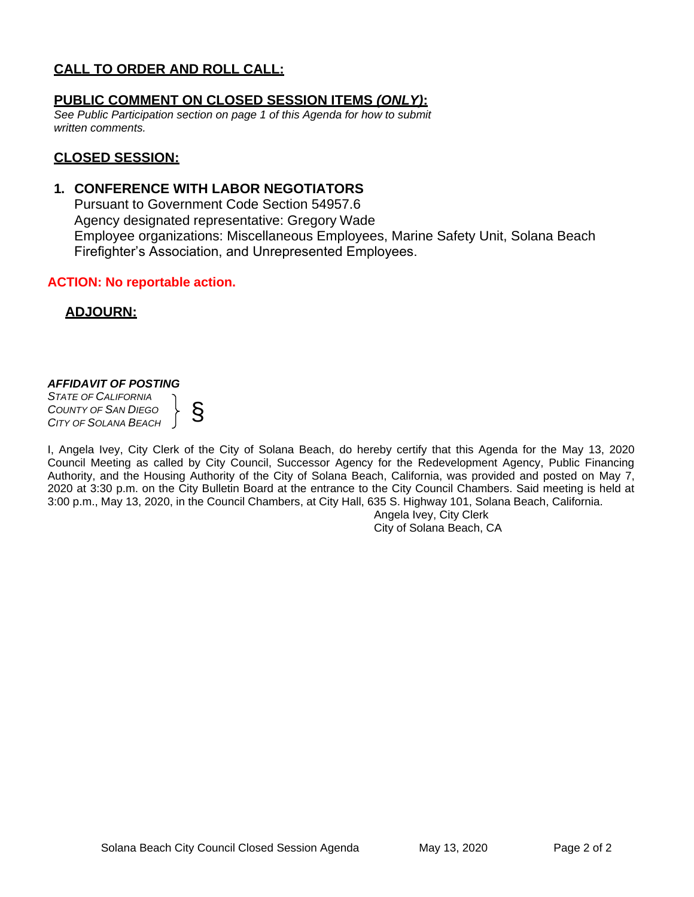## CALL TO ORDER AND ROLL CALL:

## PUBLIC COMMENT ON CLOSED SESSION ITEMS *(ONLY)*:

*See Public Participation section on page 1 of this Agenda for how to submit written comments.*

## CLOSED SESSION:

### 1. CONFERENCE WITH LABOR NEGOTIATORS

Pursuant to Government Code Section 54957.6
Agency designated representative: Gregory Wade
Employee organizations: Miscellaneous Employees, Marine Safety Unit, Solana Beach Firefighter's Association, and Unrepresented Employees.

**ACTION: No reportable action.**

## ADJOURN:

***AFFIDAVIT OF POSTING***

*STATE OF CALIFORNIA*
*COUNTY OF SAN DIEGO* §
*CITY OF SOLANA BEACH*

I, Angela Ivey, City Clerk of the City of Solana Beach, do hereby certify that this Agenda for the May 13, 2020 Council Meeting as called by City Council, Successor Agency for the Redevelopment Agency, Public Financing Authority, and the Housing Authority of the City of Solana Beach, California, was provided and posted on May 7, 2020 at 3:30 p.m. on the City Bulletin Board at the entrance to the City Council Chambers. Said meeting is held at 3:00 p.m., May 13, 2020, in the Council Chambers, at City Hall, 635 S. Highway 101, Solana Beach, California.

Angela Ivey, City Clerk
City of Solana Beach, CA